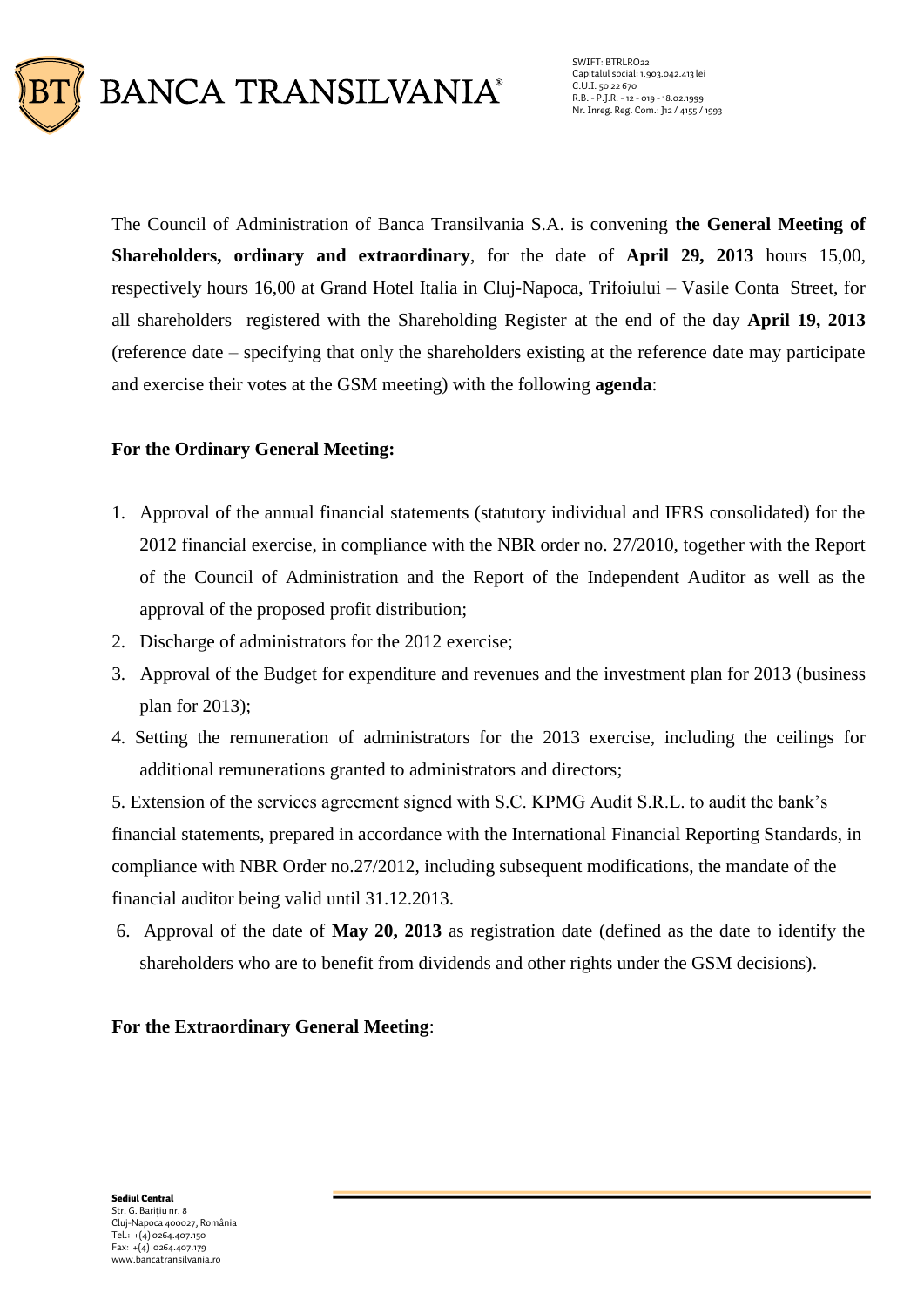The Council of Administration of Banca Transilvania S.A. is convening **the General Meeting of Shareholders, ordinary and extraordinary**, for the date of **April 29, 2013** hours 15,00, respectively hours 16,00 at Grand Hotel Italia in Cluj-Napoca, Trifoiului – Vasile Conta Street, for all shareholders registered with the Shareholding Register at the end of the day **April 19, 2013** (reference date – specifying that only the shareholders existing at the reference date may participate and exercise their votes at the GSM meeting) with the following **agenda**:

**For the Ordinary General Meeting:**

1. Approval of the annual financial statements (statutory individual and IFRS consolidated) for the 2012 financial exercise, in compliance with the NBR order no. 27/2010, together with the Report of the Council of Administration and the Report of the Independent Auditor as well as the approval of the proposed profit distribution;
2. Discharge of administrators for the 2012 exercise;
3. Approval of the Budget for expenditure and revenues and the investment plan for 2013 (business plan for 2013);
4. Setting the remuneration of administrators for the 2013 exercise, including the ceilings for additional remunerations granted to administrators and directors;
5. Extension of the services agreement signed with S.C. KPMG Audit S.R.L. to audit the bank's financial statements, prepared in accordance with the International Financial Reporting Standards, in compliance with NBR Order no.27/2012, including subsequent modifications, the mandate of the financial auditor being valid until 31.12.2013.
6. Approval of the date of **May 20, 2013** as registration date (defined as the date to identify the shareholders who are to benefit from dividends and other rights under the GSM decisions).

**For the Extraordinary General Meeting**: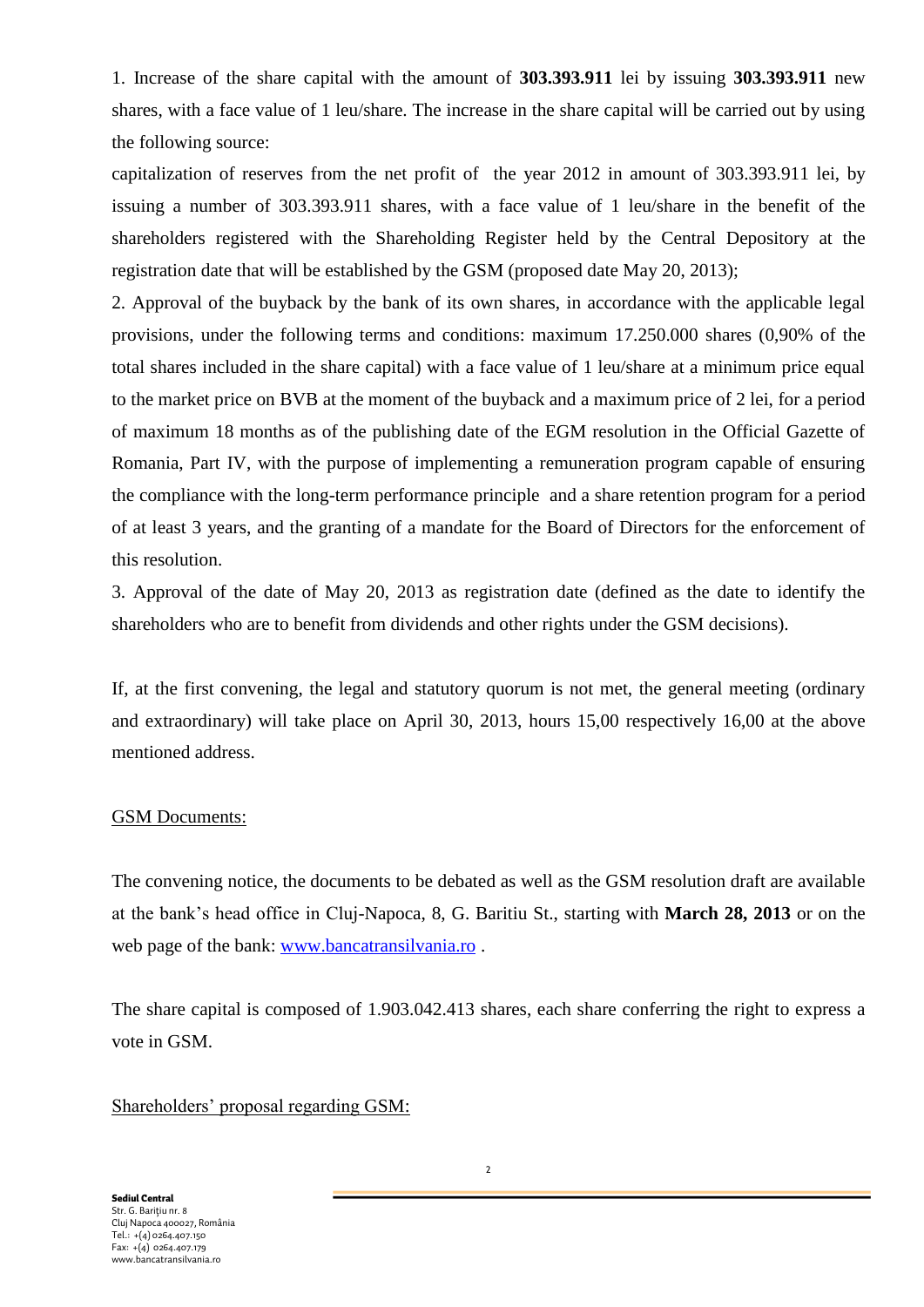1. Increase of the share capital with the amount of **303.393.911** lei by issuing **303.393.911** new shares, with a face value of 1 leu/share. The increase in the share capital will be carried out by using the following source:

capitalization of reserves from the net profit of the year 2012 in amount of 303.393.911 lei, by issuing a number of 303.393.911 shares, with a face value of 1 leu/share in the benefit of the shareholders registered with the Shareholding Register held by the Central Depository at the registration date that will be established by the GSM (proposed date May 20, 2013);

2. Approval of the buyback by the bank of its own shares, in accordance with the applicable legal provisions, under the following terms and conditions: maximum 17.250.000 shares (0,90% of the total shares included in the share capital) with a face value of 1 leu/share at a minimum price equal to the market price on BVB at the moment of the buyback and a maximum price of 2 lei, for a period of maximum 18 months as of the publishing date of the EGM resolution in the Official Gazette of Romania, Part IV, with the purpose of implementing a remuneration program capable of ensuring the compliance with the long-term performance principle and a share retention program for a period of at least 3 years, and the granting of a mandate for the Board of Directors for the enforcement of this resolution.

3. Approval of the date of May 20, 2013 as registration date (defined as the date to identify the shareholders who are to benefit from dividends and other rights under the GSM decisions).

If, at the first convening, the legal and statutory quorum is not met, the general meeting (ordinary and extraordinary) will take place on April 30, 2013, hours 15,00 respectively 16,00 at the above mentioned address.

<u>GSM Documents:</u>

The convening notice, the documents to be debated as well as the GSM resolution draft are available at the bank's head office in Cluj-Napoca, 8, G. Baritiu St., starting with **March 28, 2013** or on the web page of the bank: [www.bancatransilvania.ro](http://www.bancatransilvania.ro) .

The share capital is composed of 1.903.042.413 shares, each share conferring the right to express a vote in GSM.

<u>Shareholders' proposal regarding GSM:</u>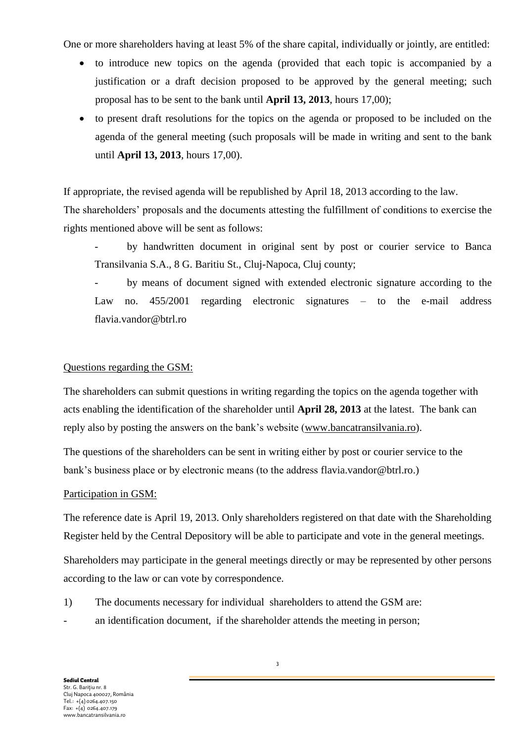One or more shareholders having at least 5% of the share capital, individually or jointly, are entitled:

- to introduce new topics on the agenda (provided that each topic is accompanied by a justification or a draft decision proposed to be approved by the general meeting; such proposal has to be sent to the bank until **April 13, 2013**, hours 17,00);
- to present draft resolutions for the topics on the agenda or proposed to be included on the agenda of the general meeting (such proposals will be made in writing and sent to the bank until **April 13, 2013**, hours 17,00).

If appropriate, the revised agenda will be republished by April 18, 2013 according to the law.

The shareholders' proposals and the documents attesting the fulfillment of conditions to exercise the rights mentioned above will be sent as follows:

- by handwritten document in original sent by post or courier service to Banca Transilvania S.A., 8 G. Baritiu St., Cluj-Napoca, Cluj county;
- by means of document signed with extended electronic signature according to the Law no. 455/2001 regarding electronic signatures – to the e-mail address flavia.vandor@btrl.ro

Questions regarding the GSM:

The shareholders can submit questions in writing regarding the topics on the agenda together with acts enabling the identification of the shareholder until **April 28, 2013** at the latest. The bank can reply also by posting the answers on the bank's website (www.bancatransilvania.ro).

The questions of the shareholders can be sent in writing either by post or courier service to the bank's business place or by electronic means (to the address flavia.vandor@btrl.ro.)

Participation in GSM:

The reference date is April 19, 2013. Only shareholders registered on that date with the Shareholding Register held by the Central Depository will be able to participate and vote in the general meetings.

Shareholders may participate in the general meetings directly or may be represented by other persons according to the law or can vote by correspondence.

1) The documents necessary for individual shareholders to attend the GSM are:

- an identification document, if the shareholder attends the meeting in person;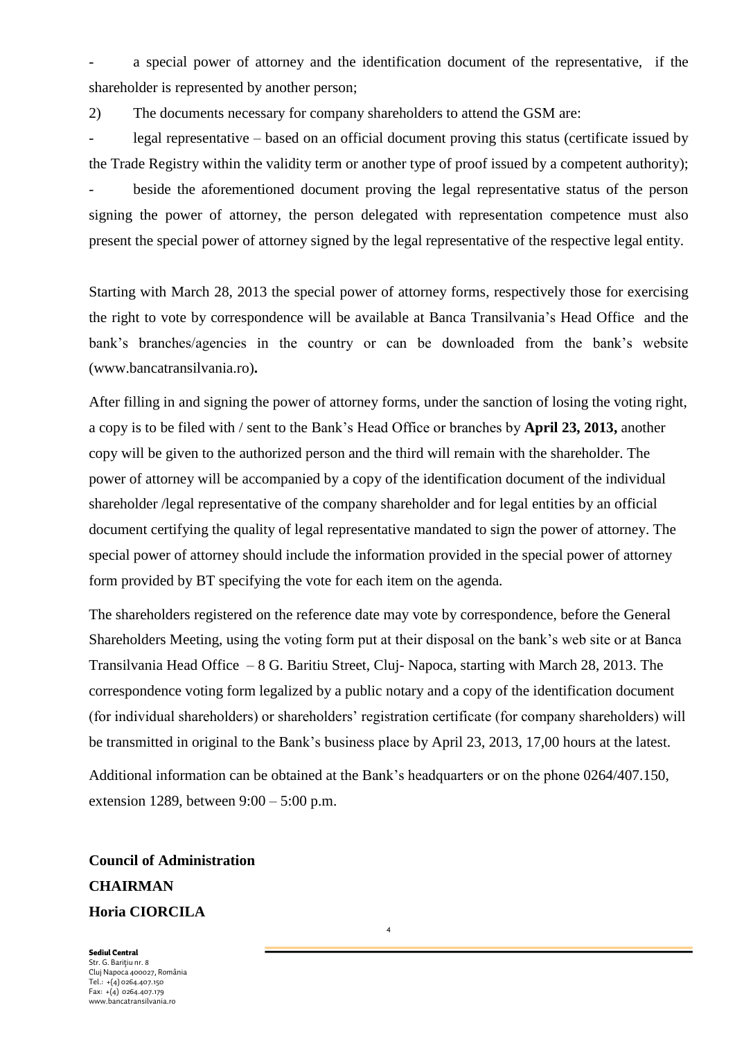- a special power of attorney and the identification document of the representative, if the shareholder is represented by another person;

2) The documents necessary for company shareholders to attend the GSM are:

- legal representative – based on an official document proving this status (certificate issued by the Trade Registry within the validity term or another type of proof issued by a competent authority);
- beside the aforementioned document proving the legal representative status of the person signing the power of attorney, the person delegated with representation competence must also present the special power of attorney signed by the legal representative of the respective legal entity.

Starting with March 28, 2013 the special power of attorney forms, respectively those for exercising the right to vote by correspondence will be available at Banca Transilvania's Head Office and the bank's branches/agencies in the country or can be downloaded from the bank's website (www.bancatransilvania.ro)**.**

After filling in and signing the power of attorney forms, under the sanction of losing the voting right, a copy is to be filed with / sent to the Bank's Head Office or branches by **April 23, 2013,** another copy will be given to the authorized person and the third will remain with the shareholder. The power of attorney will be accompanied by a copy of the identification document of the individual shareholder /legal representative of the company shareholder and for legal entities by an official document certifying the quality of legal representative mandated to sign the power of attorney. The special power of attorney should include the information provided in the special power of attorney form provided by BT specifying the vote for each item on the agenda.

The shareholders registered on the reference date may vote by correspondence, before the General Shareholders Meeting, using the voting form put at their disposal on the bank's web site or at Banca Transilvania Head Office – 8 G. Baritiu Street, Cluj- Napoca, starting with March 28, 2013. The correspondence voting form legalized by a public notary and a copy of the identification document (for individual shareholders) or shareholders' registration certificate (for company shareholders) will be transmitted in original to the Bank's business place by April 23, 2013, 17,00 hours at the latest.

Additional information can be obtained at the Bank's headquarters or on the phone 0264/407.150, extension 1289, between 9:00 – 5:00 p.m.

**Council of Administration**
**CHAIRMAN**
**Horia CIORCILA**